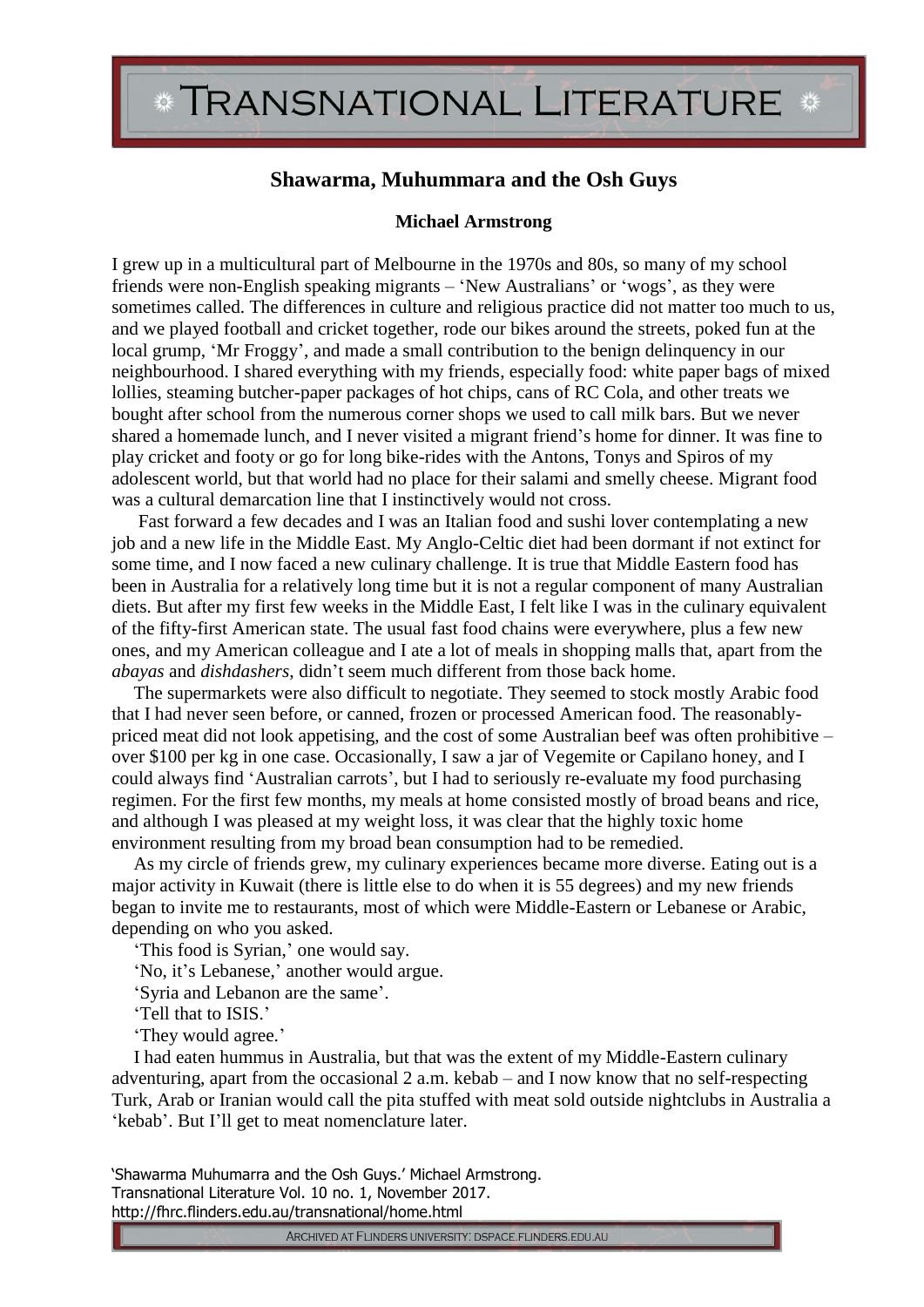# Shawarma, Muhummara and the Osh Guys

**Michael Armstrong**

I grew up in a multicultural part of Melbourne in the 1970s and 80s, so many of my school friends were non-English speaking migrants – 'New Australians' or 'wogs', as they were sometimes called. The differences in culture and religious practice did not matter too much to us, and we played football and cricket together, rode our bikes around the streets, poked fun at the local grump, 'Mr Froggy', and made a small contribution to the benign delinquency in our neighbourhood. I shared everything with my friends, especially food: white paper bags of mixed lollies, steaming butcher-paper packages of hot chips, cans of RC Cola, and other treats we bought after school from the numerous corner shops we used to call milk bars. But we never shared a homemade lunch, and I never visited a migrant friend's home for dinner. It was fine to play cricket and footy or go for long bike-rides with the Antons, Tonys and Spiros of my adolescent world, but that world had no place for their salami and smelly cheese. Migrant food was a cultural demarcation line that I instinctively would not cross.

Fast forward a few decades and I was an Italian food and sushi lover contemplating a new job and a new life in the Middle East. My Anglo-Celtic diet had been dormant if not extinct for some time, and I now faced a new culinary challenge. It is true that Middle Eastern food has been in Australia for a relatively long time but it is not a regular component of many Australian diets. But after my first few weeks in the Middle East, I felt like I was in the culinary equivalent of the fifty-first American state. The usual fast food chains were everywhere, plus a few new ones, and my American colleague and I ate a lot of meals in shopping malls that, apart from the *abayas* and *dishdashers*, didn't seem much different from those back home.

The supermarkets were also difficult to negotiate. They seemed to stock mostly Arabic food that I had never seen before, or canned, frozen or processed American food. The reasonably-priced meat did not look appetising, and the cost of some Australian beef was often prohibitive – over $100 per kg in one case. Occasionally, I saw a jar of Vegemite or Capilano honey, and I could always find 'Australian carrots', but I had to seriously re-evaluate my food purchasing regimen. For the first few months, my meals at home consisted mostly of broad beans and rice, and although I was pleased at my weight loss, it was clear that the highly toxic home environment resulting from my broad bean consumption had to be remedied.

As my circle of friends grew, my culinary experiences became more diverse. Eating out is a major activity in Kuwait (there is little else to do when it is 55 degrees) and my new friends began to invite me to restaurants, most of which were Middle-Eastern or Lebanese or Arabic, depending on who you asked.

'This food is Syrian,' one would say.

'No, it's Lebanese,' another would argue.

'Syria and Lebanon are the same'.

'Tell that to ISIS.'

'They would agree.'

I had eaten hummus in Australia, but that was the extent of my Middle-Eastern culinary adventuring, apart from the occasional 2 a.m. kebab – and I now know that no self-respecting Turk, Arab or Iranian would call the pita stuffed with meat sold outside nightclubs in Australia a 'kebab'. But I'll get to meat nomenclature later.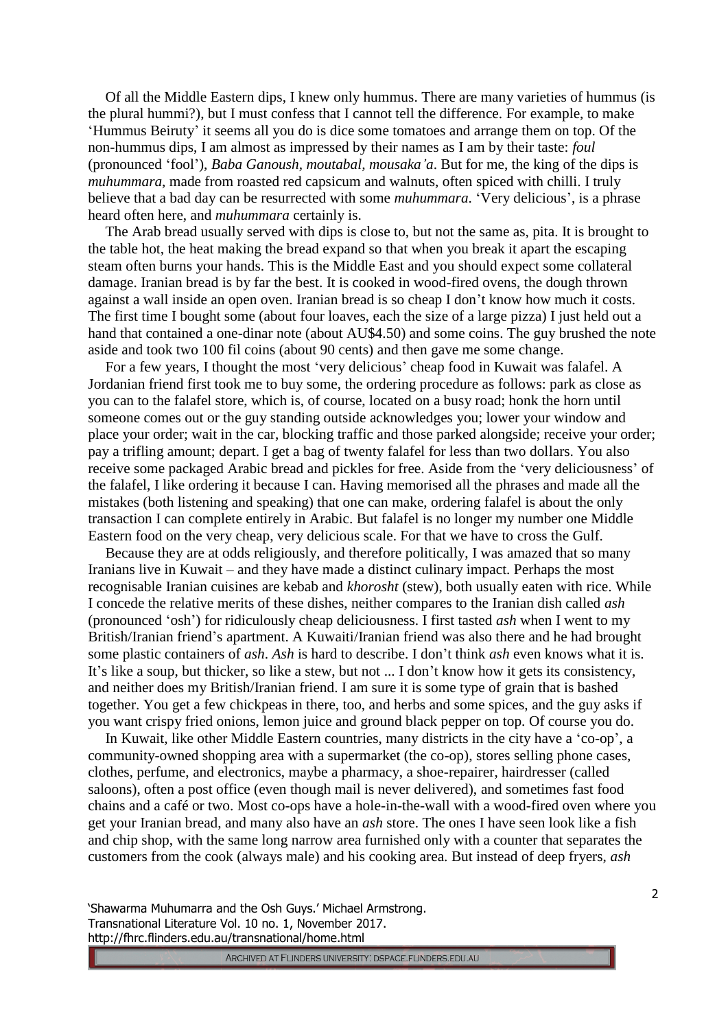Of all the Middle Eastern dips, I knew only hummus. There are many varieties of hummus (is the plural hummi?), but I must confess that I cannot tell the difference. For example, to make 'Hummus Beiruty' it seems all you do is dice some tomatoes and arrange them on top. Of the non-hummus dips, I am almost as impressed by their names as I am by their taste: *foul* (pronounced 'fool'), *Baba Ganoush, moutabal, mousaka'a*. But for me, the king of the dips is *muhummara,* made from roasted red capsicum and walnuts, often spiced with chilli. I truly believe that a bad day can be resurrected with some *muhummara*. 'Very delicious', is a phrase heard often here, and *muhummara* certainly is.

The Arab bread usually served with dips is close to, but not the same as, pita. It is brought to the table hot, the heat making the bread expand so that when you break it apart the escaping steam often burns your hands. This is the Middle East and you should expect some collateral damage. Iranian bread is by far the best. It is cooked in wood-fired ovens, the dough thrown against a wall inside an open oven. Iranian bread is so cheap I don't know how much it costs. The first time I bought some (about four loaves, each the size of a large pizza) I just held out a hand that contained a one-dinar note (about AU$4.50) and some coins. The guy brushed the note aside and took two 100 fil coins (about 90 cents) and then gave me some change.

For a few years, I thought the most 'very delicious' cheap food in Kuwait was falafel. A Jordanian friend first took me to buy some, the ordering procedure as follows: park as close as you can to the falafel store, which is, of course, located on a busy road; honk the horn until someone comes out or the guy standing outside acknowledges you; lower your window and place your order; wait in the car, blocking traffic and those parked alongside; receive your order; pay a trifling amount; depart. I get a bag of twenty falafel for less than two dollars. You also receive some packaged Arabic bread and pickles for free. Aside from the 'very deliciousness' of the falafel, I like ordering it because I can. Having memorised all the phrases and made all the mistakes (both listening and speaking) that one can make, ordering falafel is about the only transaction I can complete entirely in Arabic. But falafel is no longer my number one Middle Eastern food on the very cheap, very delicious scale. For that we have to cross the Gulf.

Because they are at odds religiously, and therefore politically, I was amazed that so many Iranians live in Kuwait – and they have made a distinct culinary impact. Perhaps the most recognisable Iranian cuisines are kebab and *khorosht* (stew), both usually eaten with rice. While I concede the relative merits of these dishes, neither compares to the Iranian dish called *ash* (pronounced 'osh') for ridiculously cheap deliciousness. I first tasted *ash* when I went to my British/Iranian friend's apartment. A Kuwaiti/Iranian friend was also there and he had brought some plastic containers of *ash*. *Ash* is hard to describe. I don't think *ash* even knows what it is. It's like a soup, but thicker, so like a stew, but not ... I don't know how it gets its consistency, and neither does my British/Iranian friend. I am sure it is some type of grain that is bashed together. You get a few chickpeas in there, too, and herbs and some spices, and the guy asks if you want crispy fried onions, lemon juice and ground black pepper on top. Of course you do.

In Kuwait, like other Middle Eastern countries, many districts in the city have a 'co-op', a community-owned shopping area with a supermarket (the co-op), stores selling phone cases, clothes, perfume, and electronics, maybe a pharmacy, a shoe-repairer, hairdresser (called saloons), often a post office (even though mail is never delivered), and sometimes fast food chains and a café or two. Most co-ops have a hole-in-the-wall with a wood-fired oven where you get your Iranian bread, and many also have an *ash* store. The ones I have seen look like a fish and chip shop, with the same long narrow area furnished only with a counter that separates the customers from the cook (always male) and his cooking area. But instead of deep fryers, *ash*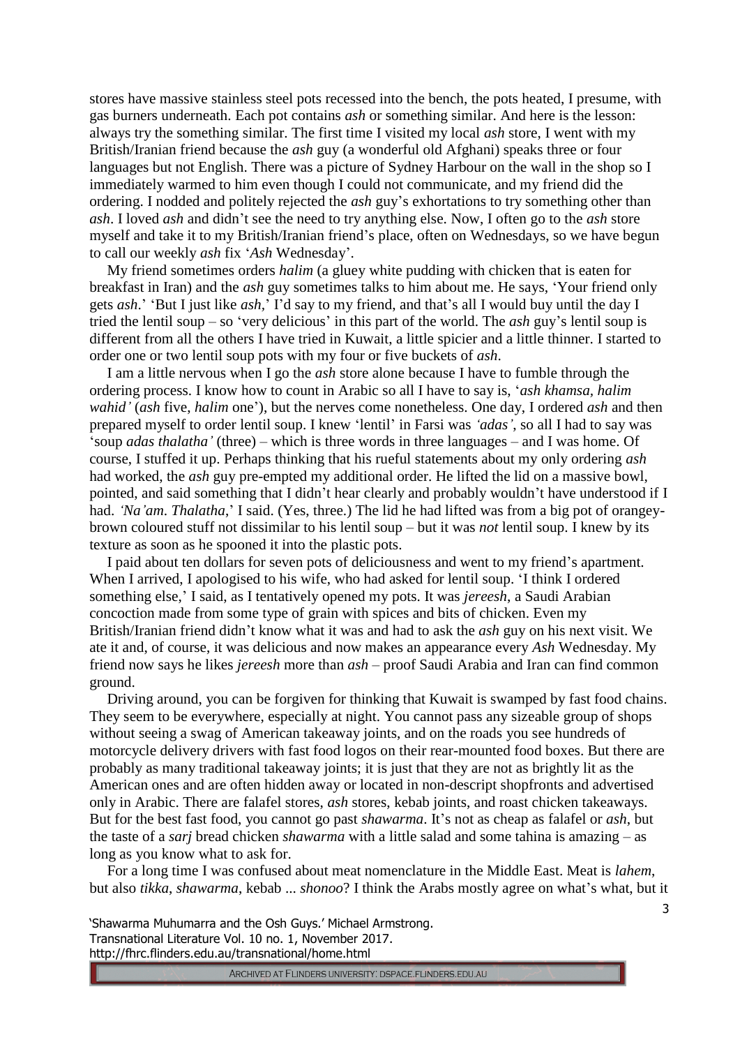stores have massive stainless steel pots recessed into the bench, the pots heated, I presume, with gas burners underneath. Each pot contains *ash* or something similar. And here is the lesson: always try the something similar. The first time I visited my local *ash* store, I went with my British/Iranian friend because the *ash* guy (a wonderful old Afghani) speaks three or four languages but not English. There was a picture of Sydney Harbour on the wall in the shop so I immediately warmed to him even though I could not communicate, and my friend did the ordering. I nodded and politely rejected the *ash* guy's exhortations to try something other than *ash*. I loved *ash* and didn't see the need to try anything else. Now, I often go to the *ash* store myself and take it to my British/Iranian friend's place, often on Wednesdays, so we have begun to call our weekly *ash* fix '*Ash* Wednesday'.

My friend sometimes orders *halim* (a gluey white pudding with chicken that is eaten for breakfast in Iran) and the *ash* guy sometimes talks to him about me. He says, 'Your friend only gets *ash*.' 'But I just like *ash*,' I'd say to my friend, and that's all I would buy until the day I tried the lentil soup – so 'very delicious' in this part of the world. The *ash* guy's lentil soup is different from all the others I have tried in Kuwait, a little spicier and a little thinner. I started to order one or two lentil soup pots with my four or five buckets of *ash*.

I am a little nervous when I go the *ash* store alone because I have to fumble through the ordering process. I know how to count in Arabic so all I have to say is, '*ash khamsa, halim wahid'* (*ash* five, *halim* one'), but the nerves come nonetheless. One day, I ordered *ash* and then prepared myself to order lentil soup. I knew 'lentil' in Farsi was *'adas'*, so all I had to say was 'soup *adas thalatha'* (three) – which is three words in three languages – and I was home. Of course, I stuffed it up. Perhaps thinking that his rueful statements about my only ordering *ash* had worked, the *ash* guy pre-empted my additional order. He lifted the lid on a massive bowl, pointed, and said something that I didn't hear clearly and probably wouldn't have understood if I had. *'Na'am*. *Thalatha*,' I said. (Yes, three.) The lid he had lifted was from a big pot of orangey-brown coloured stuff not dissimilar to his lentil soup – but it was *not* lentil soup. I knew by its texture as soon as he spooned it into the plastic pots.

I paid about ten dollars for seven pots of deliciousness and went to my friend's apartment. When I arrived, I apologised to his wife, who had asked for lentil soup. 'I think I ordered something else,' I said, as I tentatively opened my pots. It was *jereesh*, a Saudi Arabian concoction made from some type of grain with spices and bits of chicken. Even my British/Iranian friend didn't know what it was and had to ask the *ash* guy on his next visit. We ate it and, of course, it was delicious and now makes an appearance every *Ash* Wednesday. My friend now says he likes *jereesh* more than *ash* – proof Saudi Arabia and Iran can find common ground.

Driving around, you can be forgiven for thinking that Kuwait is swamped by fast food chains. They seem to be everywhere, especially at night. You cannot pass any sizeable group of shops without seeing a swag of American takeaway joints, and on the roads you see hundreds of motorcycle delivery drivers with fast food logos on their rear-mounted food boxes. But there are probably as many traditional takeaway joints; it is just that they are not as brightly lit as the American ones and are often hidden away or located in non-descript shopfronts and advertised only in Arabic. There are falafel stores, *ash* stores, kebab joints, and roast chicken takeaways. But for the best fast food, you cannot go past *shawarma*. It's not as cheap as falafel or *ash*, but the taste of a *sarj* bread chicken *shawarma* with a little salad and some tahina is amazing – as long as you know what to ask for.

For a long time I was confused about meat nomenclature in the Middle East. Meat is *lahem*, but also *tikka*, *shawarma*, kebab ... *shonoo*? I think the Arabs mostly agree on what's what, but it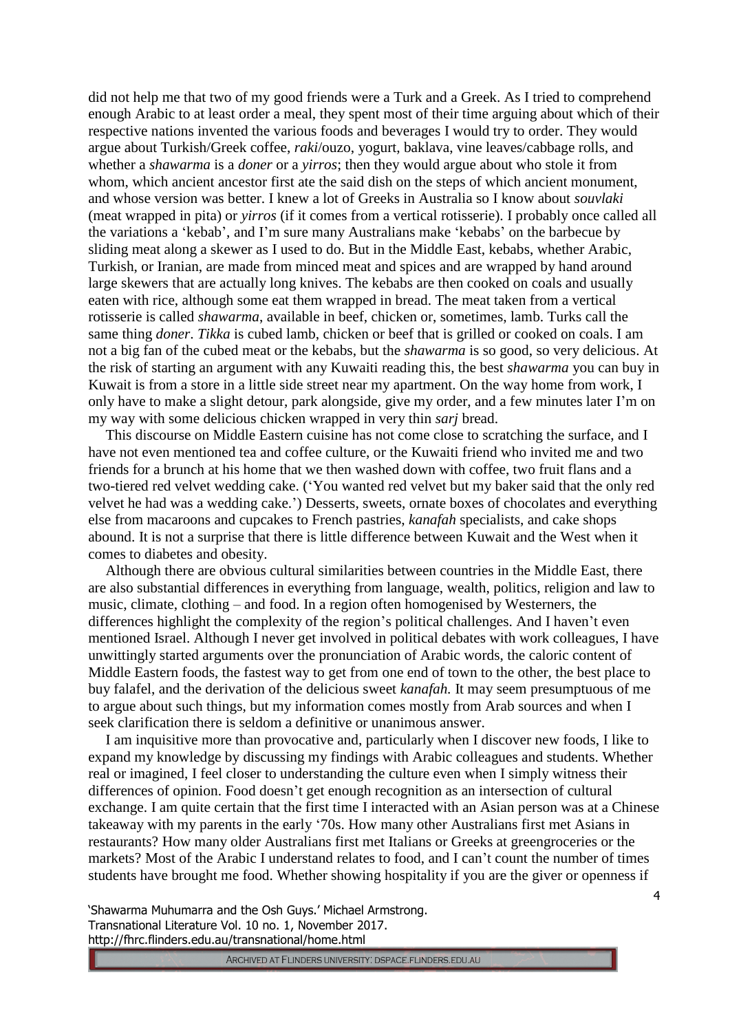did not help me that two of my good friends were a Turk and a Greek. As I tried to comprehend enough Arabic to at least order a meal, they spent most of their time arguing about which of their respective nations invented the various foods and beverages I would try to order. They would argue about Turkish/Greek coffee, *raki*/ouzo, yogurt, baklava, vine leaves/cabbage rolls, and whether a *shawarma* is a *doner* or a *yirros*; then they would argue about who stole it from whom, which ancient ancestor first ate the said dish on the steps of which ancient monument, and whose version was better. I knew a lot of Greeks in Australia so I know about *souvlaki* (meat wrapped in pita) or *yirros* (if it comes from a vertical rotisserie). I probably once called all the variations a 'kebab', and I'm sure many Australians make 'kebabs' on the barbecue by sliding meat along a skewer as I used to do. But in the Middle East, kebabs, whether Arabic, Turkish, or Iranian, are made from minced meat and spices and are wrapped by hand around large skewers that are actually long knives. The kebabs are then cooked on coals and usually eaten with rice, although some eat them wrapped in bread. The meat taken from a vertical rotisserie is called *shawarma*, available in beef, chicken or, sometimes, lamb. Turks call the same thing *doner*. *Tikka* is cubed lamb, chicken or beef that is grilled or cooked on coals. I am not a big fan of the cubed meat or the kebabs, but the *shawarma* is so good, so very delicious. At the risk of starting an argument with any Kuwaiti reading this, the best *shawarma* you can buy in Kuwait is from a store in a little side street near my apartment. On the way home from work, I only have to make a slight detour, park alongside, give my order, and a few minutes later I'm on my way with some delicious chicken wrapped in very thin *sarj* bread.

This discourse on Middle Eastern cuisine has not come close to scratching the surface, and I have not even mentioned tea and coffee culture, or the Kuwaiti friend who invited me and two friends for a brunch at his home that we then washed down with coffee, two fruit flans and a two-tiered red velvet wedding cake. ('You wanted red velvet but my baker said that the only red velvet he had was a wedding cake.') Desserts, sweets, ornate boxes of chocolates and everything else from macaroons and cupcakes to French pastries, *kanafah* specialists, and cake shops abound. It is not a surprise that there is little difference between Kuwait and the West when it comes to diabetes and obesity.

Although there are obvious cultural similarities between countries in the Middle East, there are also substantial differences in everything from language, wealth, politics, religion and law to music, climate, clothing – and food. In a region often homogenised by Westerners, the differences highlight the complexity of the region's political challenges. And I haven't even mentioned Israel. Although I never get involved in political debates with work colleagues, I have unwittingly started arguments over the pronunciation of Arabic words, the caloric content of Middle Eastern foods, the fastest way to get from one end of town to the other, the best place to buy falafel, and the derivation of the delicious sweet *kanafah.* It may seem presumptuous of me to argue about such things, but my information comes mostly from Arab sources and when I seek clarification there is seldom a definitive or unanimous answer.

I am inquisitive more than provocative and, particularly when I discover new foods, I like to expand my knowledge by discussing my findings with Arabic colleagues and students. Whether real or imagined, I feel closer to understanding the culture even when I simply witness their differences of opinion. Food doesn't get enough recognition as an intersection of cultural exchange. I am quite certain that the first time I interacted with an Asian person was at a Chinese takeaway with my parents in the early '70s. How many other Australians first met Asians in restaurants? How many older Australians first met Italians or Greeks at greengroceries or the markets? Most of the Arabic I understand relates to food, and I can't count the number of times students have brought me food. Whether showing hospitality if you are the giver or openness if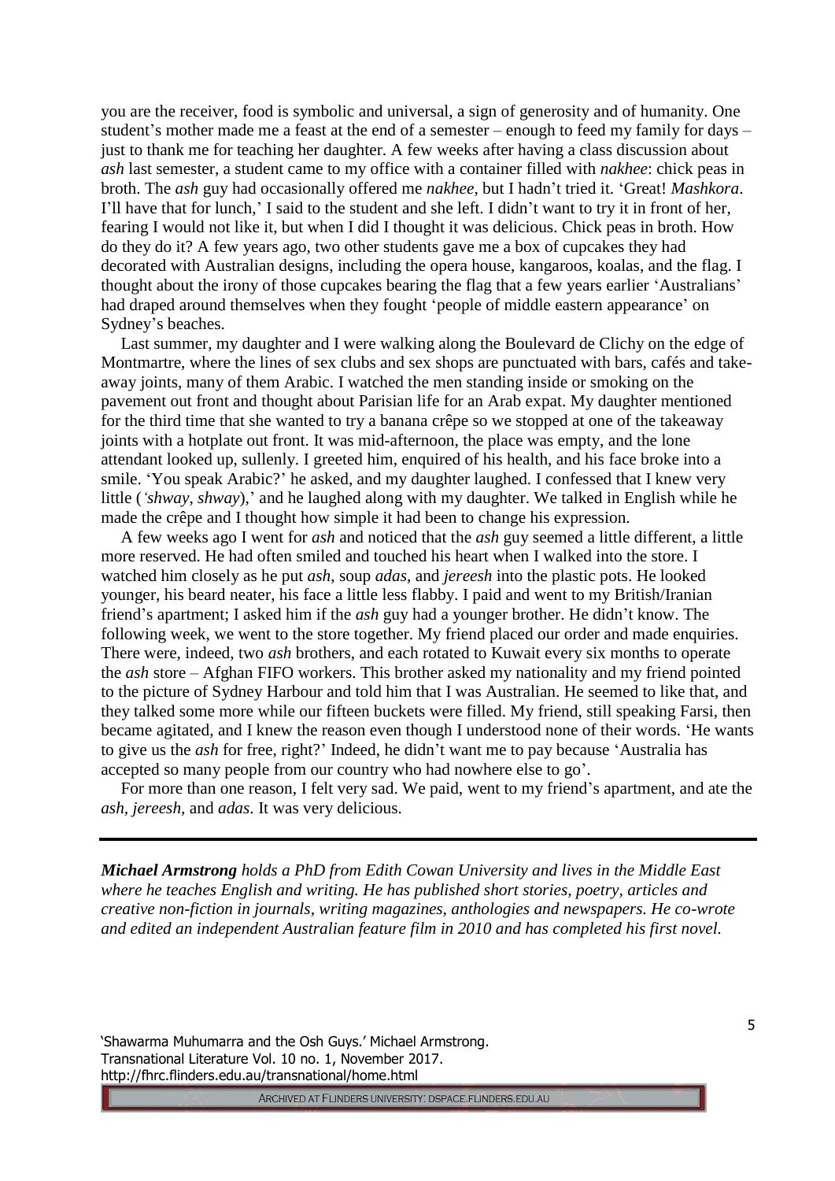you are the receiver, food is symbolic and universal, a sign of generosity and of humanity. One student's mother made me a feast at the end of a semester – enough to feed my family for days – just to thank me for teaching her daughter. A few weeks after having a class discussion about *ash* last semester, a student came to my office with a container filled with *nakhee*: chick peas in broth. The *ash* guy had occasionally offered me *nakhee*, but I hadn't tried it. 'Great! *Mashkora*. I'll have that for lunch,' I said to the student and she left. I didn't want to try it in front of her, fearing I would not like it, but when I did I thought it was delicious. Chick peas in broth. How do they do it? A few years ago, two other students gave me a box of cupcakes they had decorated with Australian designs, including the opera house, kangaroos, koalas, and the flag. I thought about the irony of those cupcakes bearing the flag that a few years earlier 'Australians' had draped around themselves when they fought 'people of middle eastern appearance' on Sydney's beaches.

Last summer, my daughter and I were walking along the Boulevard de Clichy on the edge of Montmartre, where the lines of sex clubs and sex shops are punctuated with bars, cafés and take-away joints, many of them Arabic. I watched the men standing inside or smoking on the pavement out front and thought about Parisian life for an Arab expat. My daughter mentioned for the third time that she wanted to try a banana crêpe so we stopped at one of the takeaway joints with a hotplate out front. It was mid-afternoon, the place was empty, and the lone attendant looked up, sullenly. I greeted him, enquired of his health, and his face broke into a smile. 'You speak Arabic?' he asked, and my daughter laughed. I confessed that I knew very little (*'shway, shway*),' and he laughed along with my daughter. We talked in English while he made the crêpe and I thought how simple it had been to change his expression.

A few weeks ago I went for *ash* and noticed that the *ash* guy seemed a little different, a little more reserved. He had often smiled and touched his heart when I walked into the store. I watched him closely as he put *ash*, soup *adas*, and *jereesh* into the plastic pots. He looked younger, his beard neater, his face a little less flabby. I paid and went to my British/Iranian friend's apartment; I asked him if the *ash* guy had a younger brother. He didn't know. The following week, we went to the store together. My friend placed our order and made enquiries. There were, indeed, two *ash* brothers, and each rotated to Kuwait every six months to operate the *ash* store – Afghan FIFO workers. This brother asked my nationality and my friend pointed to the picture of Sydney Harbour and told him that I was Australian. He seemed to like that, and they talked some more while our fifteen buckets were filled. My friend, still speaking Farsi, then became agitated, and I knew the reason even though I understood none of their words. 'He wants to give us the *ash* for free, right?' Indeed, he didn't want me to pay because 'Australia has accepted so many people from our country who had nowhere else to go'.

For more than one reason, I felt very sad. We paid, went to my friend's apartment, and ate the *ash*, *jereesh*, and *adas*. It was very delicious.

---

***Michael Armstrong*** *holds a PhD from Edith Cowan University and lives in the Middle East where he teaches English and writing. He has published short stories, poetry, articles and creative non-fiction in journals, writing magazines, anthologies and newspapers. He co-wrote and edited an independent Australian feature film in 2010 and has completed his first novel.*